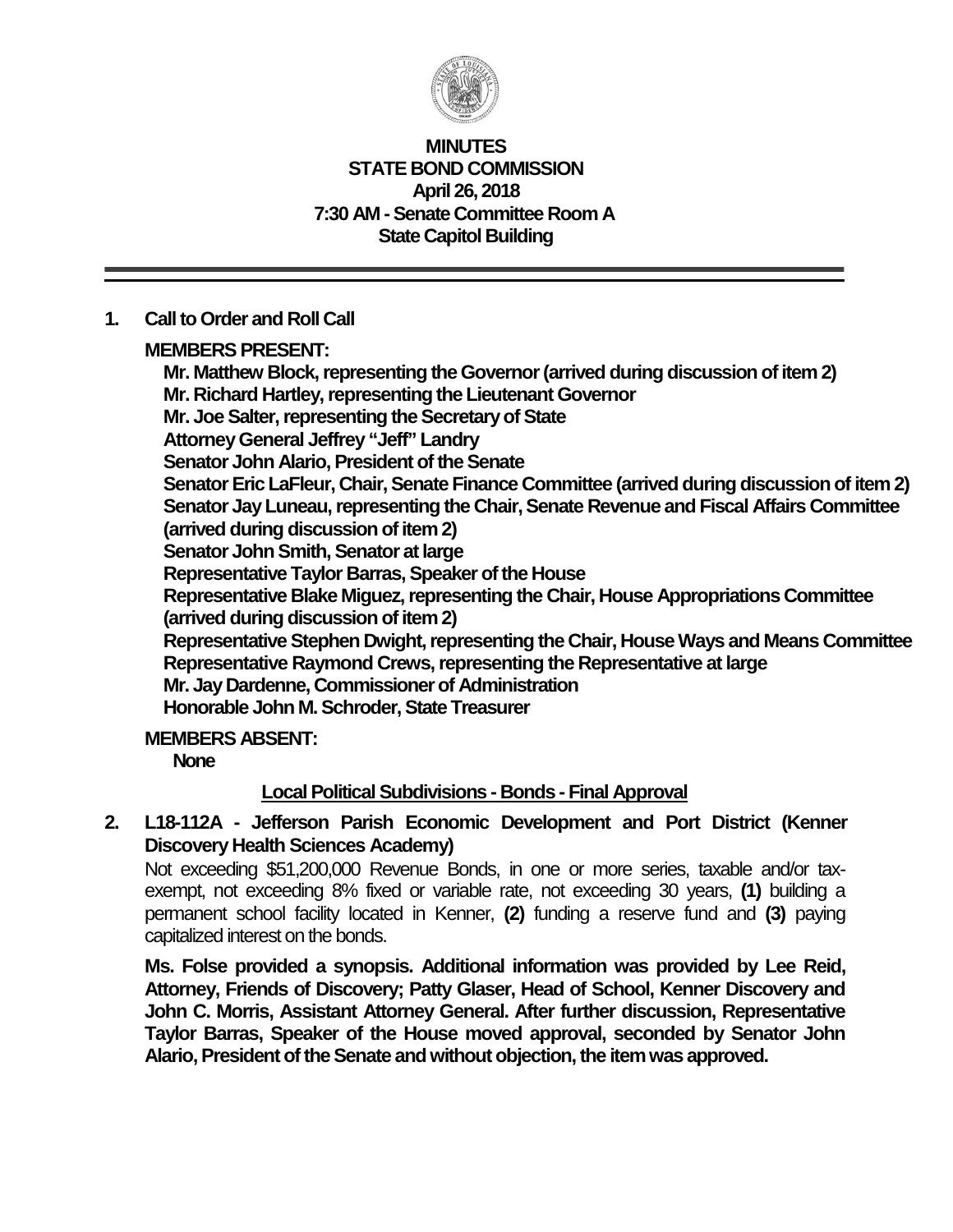# MINUTES
## STATE BOND COMMISSION
### April 26, 2018
### 7:30 AM - Senate Committee Room A
### State Capitol Building

**1. Call to Order and Roll Call**

**MEMBERS PRESENT:**

**Mr. Matthew Block, representing the Governor (arrived during discussion of item 2)**
**Mr. Richard Hartley, representing the Lieutenant Governor**
**Mr. Joe Salter, representing the Secretary of State**
**Attorney General Jeffrey "Jeff" Landry**
**Senator John Alario, President of the Senate**
**Senator Eric LaFleur, Chair, Senate Finance Committee (arrived during discussion of item 2)**
**Senator Jay Luneau, representing the Chair, Senate Revenue and Fiscal Affairs Committee (arrived during discussion of item 2)**
**Senator John Smith, Senator at large**
**Representative Taylor Barras, Speaker of the House**
**Representative Blake Miguez, representing the Chair, House Appropriations Committee (arrived during discussion of item 2)**
**Representative Stephen Dwight, representing the Chair, House Ways and Means Committee**
**Representative Raymond Crews, representing the Representative at large**
**Mr. Jay Dardenne, Commissioner of Administration**
**Honorable John M. Schroder, State Treasurer**

**MEMBERS ABSENT:**

**None**

**Local Political Subdivisions - Bonds - Final Approval**

**2. L18-112A - Jefferson Parish Economic Development and Port District (Kenner Discovery Health Sciences Academy)**

Not exceeding $51,200,000 Revenue Bonds, in one or more series, taxable and/or tax-exempt, not exceeding 8% fixed or variable rate, not exceeding 30 years, **(1)** building a permanent school facility located in Kenner, **(2)** funding a reserve fund and **(3)** paying capitalized interest on the bonds.

**Ms. Folse provided a synopsis. Additional information was provided by Lee Reid, Attorney, Friends of Discovery; Patty Glaser, Head of School, Kenner Discovery and John C. Morris, Assistant Attorney General. After further discussion, Representative Taylor Barras, Speaker of the House moved approval, seconded by Senator John Alario, President of the Senate and without objection, the item was approved.**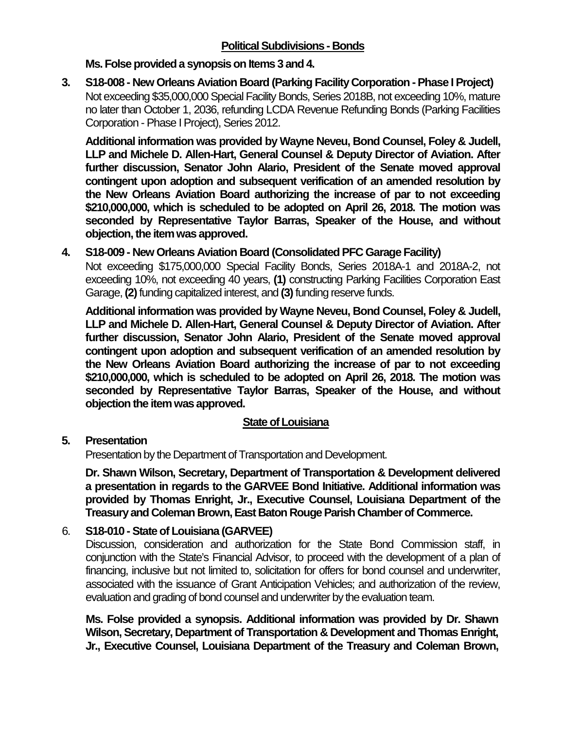## Political Subdivisions - Bonds

**Ms. Folse provided a synopsis on Items 3 and 4.**

3. **S18-008 - New Orleans Aviation Board (Parking Facility Corporation - Phase I Project)**
   Not exceeding $35,000,000 Special Facility Bonds, Series 2018B, not exceeding 10%, mature no later than October 1, 2036, refunding LCDA Revenue Refunding Bonds (Parking Facilities Corporation - Phase I Project), Series 2012.

   **Additional information was provided by Wayne Neveu, Bond Counsel, Foley & Judell, LLP and Michele D. Allen-Hart, General Counsel & Deputy Director of Aviation. After further discussion, Senator John Alario, President of the Senate moved approval contingent upon adoption and subsequent verification of an amended resolution by the New Orleans Aviation Board authorizing the increase of par to not exceeding $210,000,000, which is scheduled to be adopted on April 26, 2018. The motion was seconded by Representative Taylor Barras, Speaker of the House, and without objection, the item was approved.**

4. **S18-009 - New Orleans Aviation Board (Consolidated PFC Garage Facility)**
   Not exceeding $175,000,000 Special Facility Bonds, Series 2018A-1 and 2018A-2, not exceeding 10%, not exceeding 40 years, **(1)** constructing Parking Facilities Corporation East Garage, **(2)** funding capitalized interest, and **(3)** funding reserve funds.

   **Additional information was provided by Wayne Neveu, Bond Counsel, Foley & Judell, LLP and Michele D. Allen-Hart, General Counsel & Deputy Director of Aviation. After further discussion, Senator John Alario, President of the Senate moved approval contingent upon adoption and subsequent verification of an amended resolution by the New Orleans Aviation Board authorizing the increase of par to not exceeding $210,000,000, which is scheduled to be adopted on April 26, 2018. The motion was seconded by Representative Taylor Barras, Speaker of the House, and without objection the item was approved.**

## State of Louisiana

5. **Presentation**
   Presentation by the Department of Transportation and Development.

   **Dr. Shawn Wilson, Secretary, Department of Transportation & Development delivered a presentation in regards to the GARVEE Bond Initiative. Additional information was provided by Thomas Enright, Jr., Executive Counsel, Louisiana Department of the Treasury and Coleman Brown, East Baton Rouge Parish Chamber of Commerce.**

6. **S18-010 - State of Louisiana (GARVEE)**
   Discussion, consideration and authorization for the State Bond Commission staff, in conjunction with the State's Financial Advisor, to proceed with the development of a plan of financing, inclusive but not limited to, solicitation for offers for bond counsel and underwriter, associated with the issuance of Grant Anticipation Vehicles; and authorization of the review, evaluation and grading of bond counsel and underwriter by the evaluation team.

   **Ms. Folse provided a synopsis. Additional information was provided by Dr. Shawn Wilson, Secretary, Department of Transportation & Development and Thomas Enright, Jr., Executive Counsel, Louisiana Department of the Treasury and Coleman Brown,**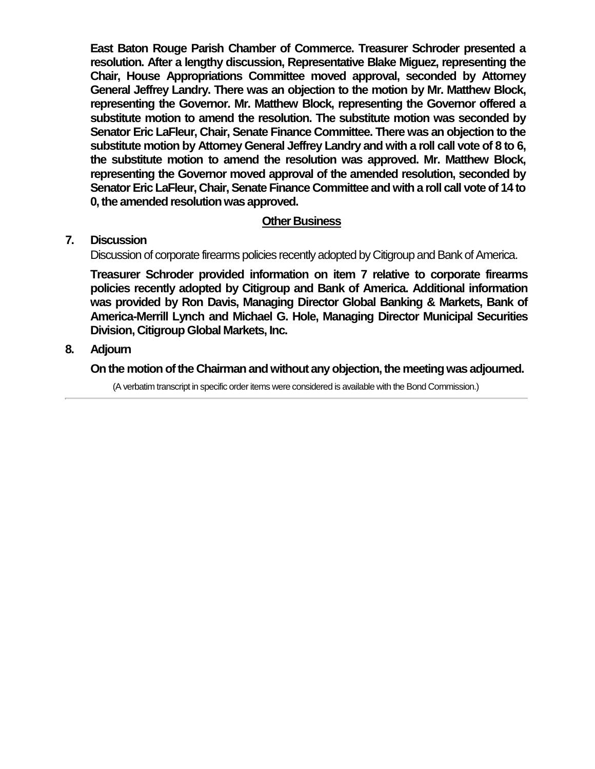**East Baton Rouge Parish Chamber of Commerce. Treasurer Schroder presented a resolution. After a lengthy discussion, Representative Blake Miguez, representing the Chair, House Appropriations Committee moved approval, seconded by Attorney General Jeffrey Landry. There was an objection to the motion by Mr. Matthew Block, representing the Governor. Mr. Matthew Block, representing the Governor offered a substitute motion to amend the resolution. The substitute motion was seconded by Senator Eric LaFleur, Chair, Senate Finance Committee. There was an objection to the substitute motion by Attorney General Jeffrey Landry and with a roll call vote of 8 to 6, the substitute motion to amend the resolution was approved. Mr. Matthew Block, representing the Governor moved approval of the amended resolution, seconded by Senator Eric LaFleur, Chair, Senate Finance Committee and with a roll call vote of 14 to 0, the amended resolution was approved.**

## Other Business

**7. Discussion**

Discussion of corporate firearms policies recently adopted by Citigroup and Bank of America.

**Treasurer Schroder provided information on item 7 relative to corporate firearms policies recently adopted by Citigroup and Bank of America. Additional information was provided by Ron Davis, Managing Director Global Banking & Markets, Bank of America-Merrill Lynch and Michael G. Hole, Managing Director Municipal Securities Division, Citigroup Global Markets, Inc.**

**8. Adjourn**

**On the motion of the Chairman and without any objection, the meeting was adjourned.**

(A verbatim transcript in specific order items were considered is available with the Bond Commission.)